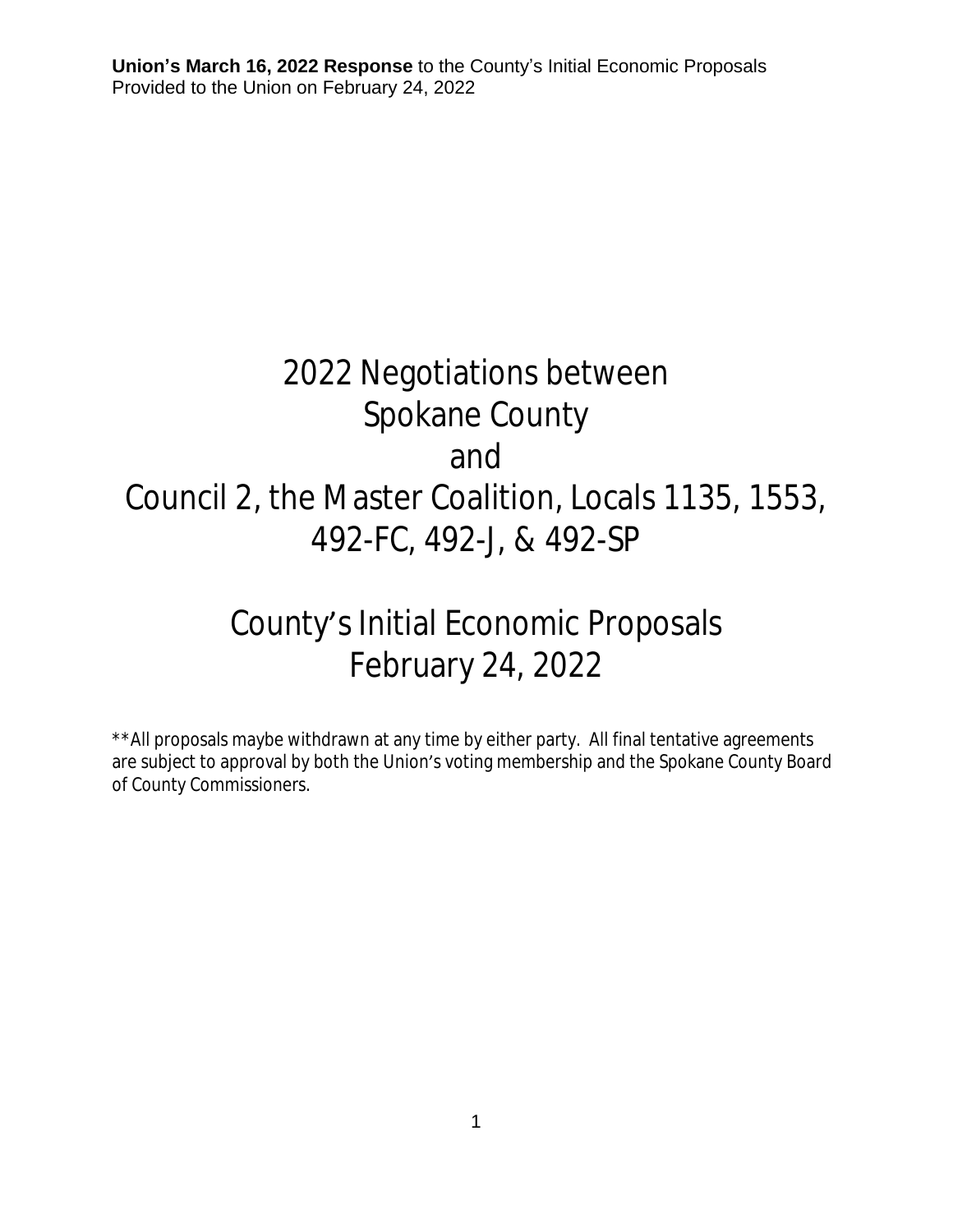**Union's March 16, 2022 Response** to the County's Initial Economic Proposals
Provided to the Union on February 24, 2022

# 2022 Negotiations between Spokane County and Council 2, the Master Coalition, Locals 1135, 1553, 492-FC, 492-J, & 492-SP

# County's Initial Economic Proposals February 24, 2022

**All proposals maybe withdrawn at any time by either party. All final tentative agreements are subject to approval by both the Union's voting membership and the Spokane County Board of County Commissioners.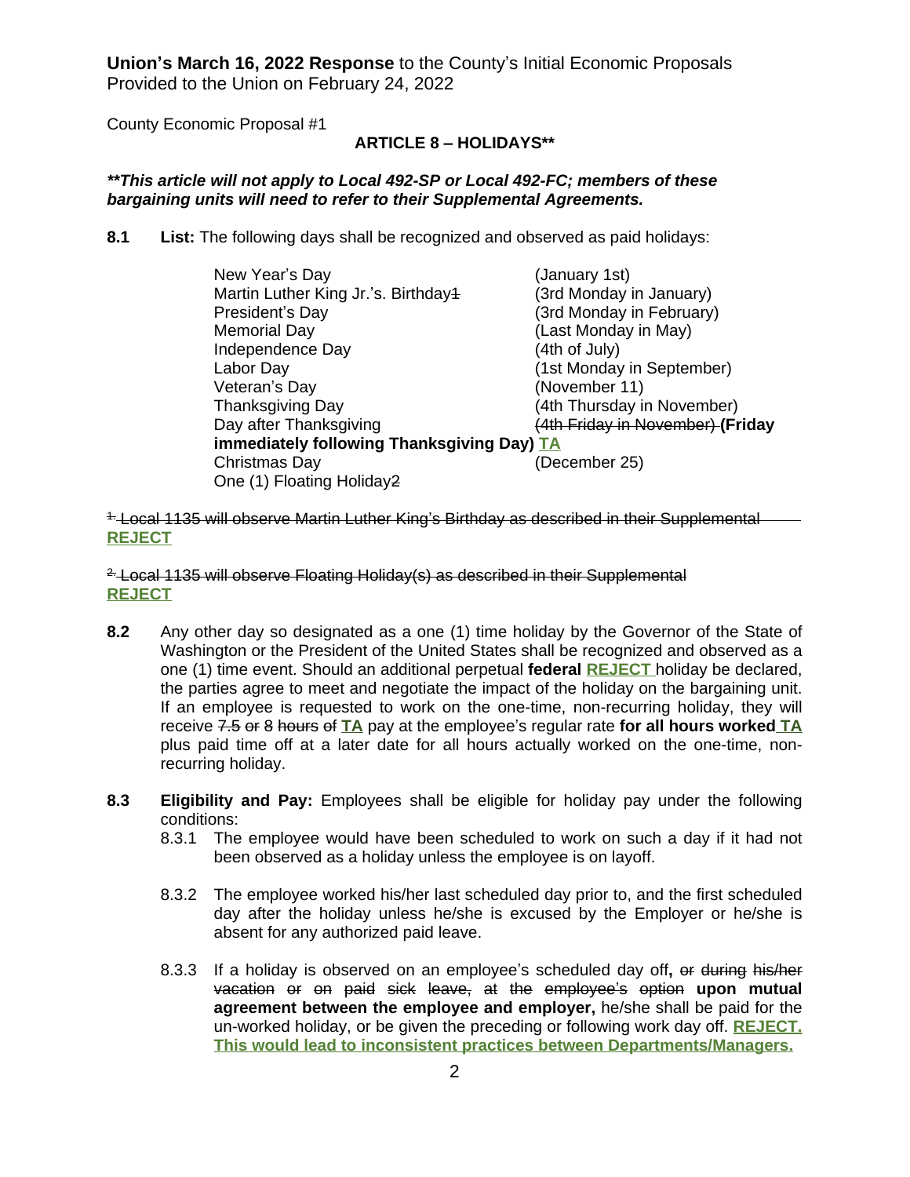**Union's March 16, 2022 Response** to the County's Initial Economic Proposals
Provided to the Union on February 24, 2022

County Economic Proposal #1

## ARTICLE 8 – HOLIDAYS**

***This article will not apply to Local 492-SP or Local 492-FC; members of these bargaining units will need to refer to their Supplemental Agreements.***

**8.1 List:** The following days shall be recognized and observed as paid holidays:

| | |
|---|---|
| New Year's Day | (January 1st) |
| Martin Luther King Jr.'s. Birthday~~1~~ | (3rd Monday in January) |
| President's Day | (3rd Monday in February) |
| Memorial Day | (Last Monday in May) |
| Independence Day | (4th of July) |
| Labor Day | (1st Monday in September) |
| Veteran's Day | (November 11) |
| Thanksgiving Day | (4th Thursday in November) |
| Day after Thanksgiving | ~~(4th Friday in November)~~ **(Friday immediately following Thanksgiving Day)** **TA** |
| Christmas Day | (December 25) |
| One (1) Floating Holiday~~2~~ | |

~~1. Local 1135 will observe Martin Luther King's Birthday as described in their Supplemental~~
**REJECT**

~~2. Local 1135 will observe Floating Holiday(s) as described in their Supplemental~~
**REJECT**

**8.2** Any other day so designated as a one (1) time holiday by the Governor of the State of Washington or the President of the United States shall be recognized and observed as a one (1) time event. Should an additional perpetual **federal** **REJECT** holiday be declared, the parties agree to meet and negotiate the impact of the holiday on the bargaining unit. If an employee is requested to work on the one-time, non-recurring holiday, they will receive ~~7.5 or 8 hours of~~ **TA** pay at the employee's regular rate **for all hours worked** **TA** plus paid time off at a later date for all hours actually worked on the one-time, non-recurring holiday.

**8.3 Eligibility and Pay:** Employees shall be eligible for holiday pay under the following conditions:

8.3.1 The employee would have been scheduled to work on such a day if it had not been observed as a holiday unless the employee is on layoff.

8.3.2 The employee worked his/her last scheduled day prior to, and the first scheduled day after the holiday unless he/she is excused by the Employer or he/she is absent for any authorized paid leave.

8.3.3 If a holiday is observed on an employee's scheduled day off**,** ~~or during his/her vacation or on paid sick leave, at the employee's option~~ **upon mutual agreement between the employee and employer,** he/she shall be paid for the un-worked holiday, or be given the preceding or following work day off. **REJECT. This would lead to inconsistent practices between Departments/Managers.**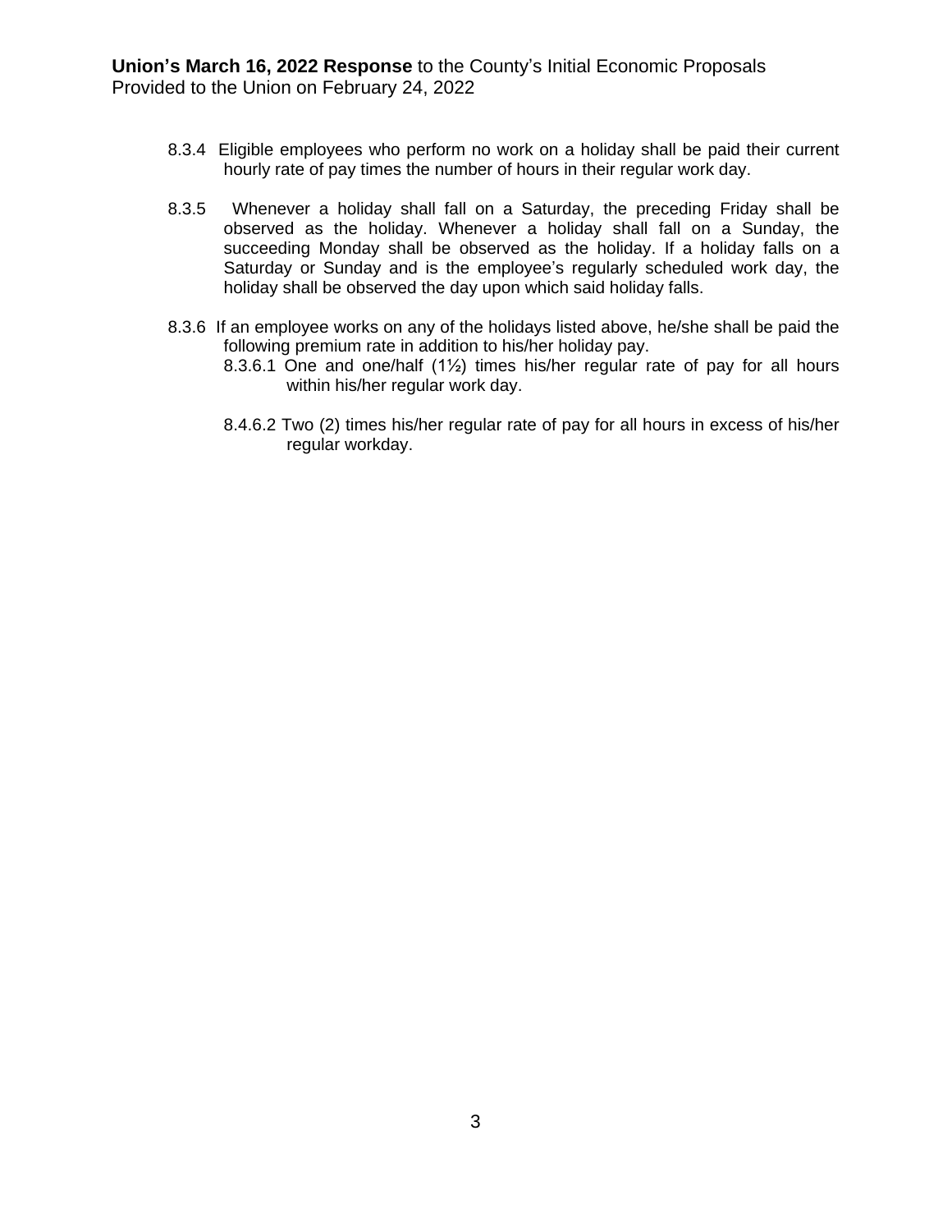8.3.4 Eligible employees who perform no work on a holiday shall be paid their current hourly rate of pay times the number of hours in their regular work day.

8.3.5 Whenever a holiday shall fall on a Saturday, the preceding Friday shall be observed as the holiday. Whenever a holiday shall fall on a Sunday, the succeeding Monday shall be observed as the holiday. If a holiday falls on a Saturday or Sunday and is the employee's regularly scheduled work day, the holiday shall be observed the day upon which said holiday falls.

8.3.6 If an employee works on any of the holidays listed above, he/she shall be paid the following premium rate in addition to his/her holiday pay.

8.3.6.1 One and one/half (1½) times his/her regular rate of pay for all hours within his/her regular work day.

8.4.6.2 Two (2) times his/her regular rate of pay for all hours in excess of his/her regular workday.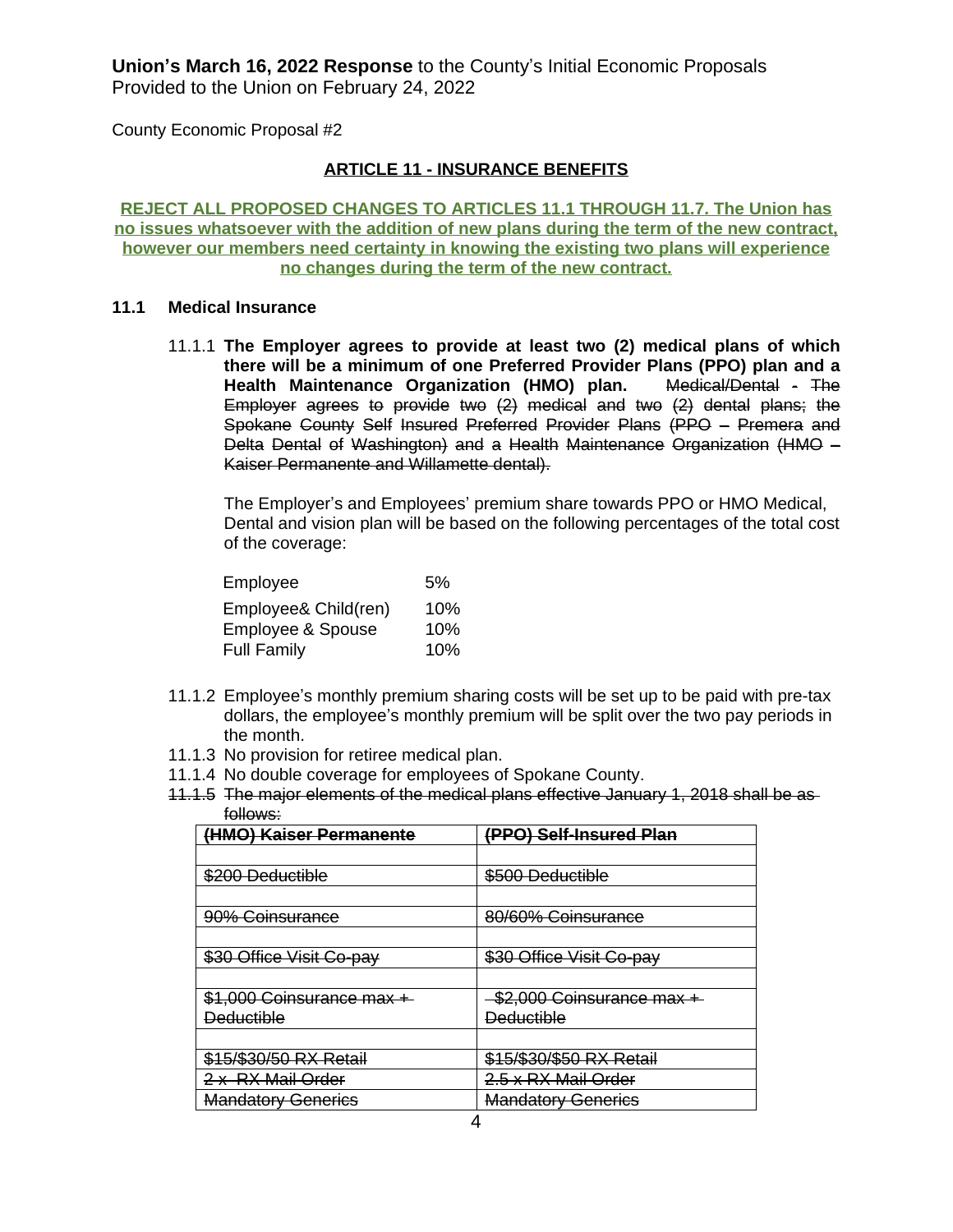**Union's March 16, 2022 Response** to the County's Initial Economic Proposals Provided to the Union on February 24, 2022

County Economic Proposal #2

## ARTICLE 11 - INSURANCE BENEFITS

**REJECT ALL PROPOSED CHANGES TO ARTICLES 11.1 THROUGH 11.7. The Union has no issues whatsoever with the addition of new plans during the term of the new contract, however our members need certainty in knowing the existing two plans will experience no changes during the term of the new contract.**

### 11.1 Medical Insurance

11.1.1 **The Employer agrees to provide at least two (2) medical plans of which there will be a minimum of one Preferred Provider Plans (PPO) plan and a Health Maintenance Organization (HMO) plan.** ~~Medical/Dental - The Employer agrees to provide two (2) medical and two (2) dental plans; the Spokane County Self Insured Preferred Provider Plans (PPO – Premera and Delta Dental of Washington) and a Health Maintenance Organization (HMO – Kaiser Permanente and Willamette dental).~~

The Employer's and Employees' premium share towards PPO or HMO Medical, Dental and vision plan will be based on the following percentages of the total cost of the coverage:

| | |
|---|---|
| Employee | 5% |
| Employee& Child(ren) | 10% |
| Employee & Spouse | 10% |
| Full Family | 10% |

11.1.2 Employee's monthly premium sharing costs will be set up to be paid with pre-tax dollars, the employee's monthly premium will be split over the two pay periods in the month.

11.1.3 No provision for retiree medical plan.

11.1.4 No double coverage for employees of Spokane County.

~~11.1.5 The major elements of the medical plans effective January 1, 2018 shall be as follows:~~

| ~~(HMO) Kaiser Permanente~~ | ~~(PPO) Self-Insured Plan~~ |
|---|---|
| | |
| ~~$200 Deductible~~ | ~~$500 Deductible~~ |
| | |
| ~~90% Coinsurance~~ | ~~80/60% Coinsurance~~ |
| | |
| ~~$30 Office Visit Co-pay~~ | ~~$30 Office Visit Co-pay~~ |
| | |
| ~~$1,000 Coinsurance max + Deductible~~ | ~~$2,000 Coinsurance max + Deductible~~ |
| | |
| ~~$15/$30/50 RX Retail~~ | ~~$15/$30/$50 RX Retail~~ |
| ~~2 x RX Mail Order~~ | ~~2.5 x RX Mail Order~~ |
| ~~Mandatory Generics~~ | ~~Mandatory Generics~~ |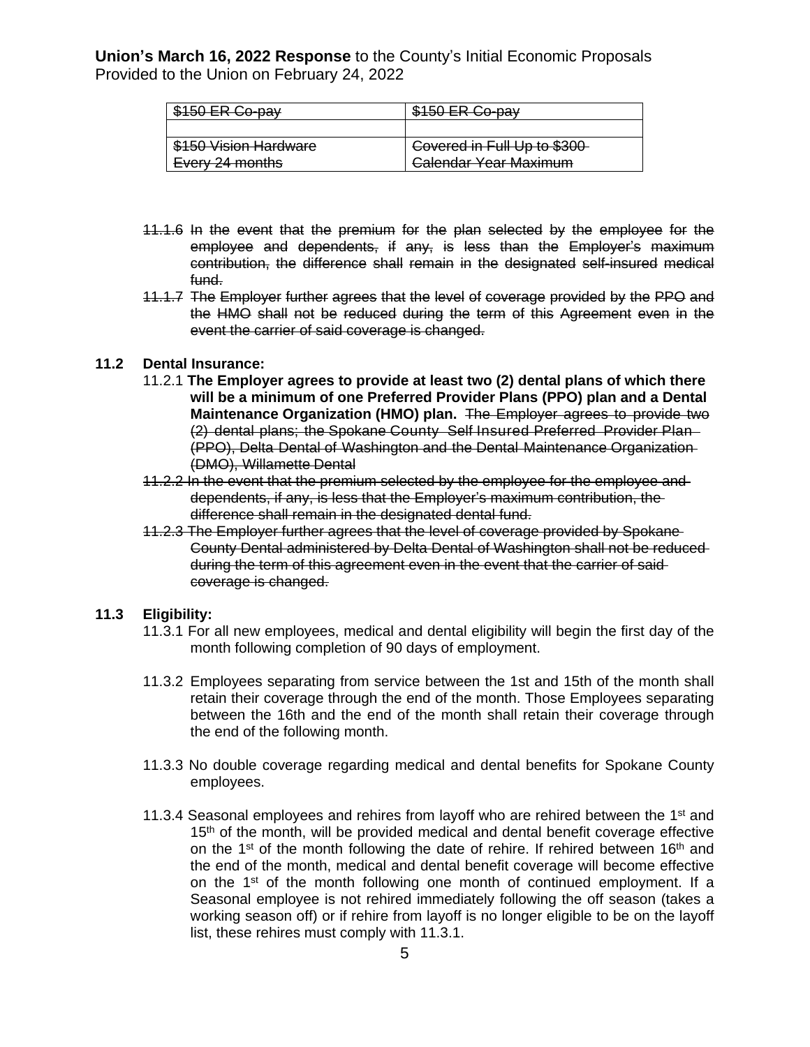| ~~$150 ER Co-pay~~ | ~~$150 ER Co-pay~~ |
|---|---|
| | |
| ~~$150 Vision Hardware Every 24 months~~ | ~~Covered in Full Up to $300 Calendar Year Maximum~~ |

- ~~11.1.6 In the event that the premium for the plan selected by the employee for the employee and dependents, if any, is less than the Employer's maximum contribution, the difference shall remain in the designated self-insured medical fund.~~
- ~~11.1.7 The Employer further agrees that the level of coverage provided by the PPO and the HMO shall not be reduced during the term of this Agreement even in the event the carrier of said coverage is changed.~~

**11.2 Dental Insurance:**

11.2.1 **The Employer agrees to provide at least two (2) dental plans of which there will be a minimum of one Preferred Provider Plans (PPO) plan and a Dental Maintenance Organization (HMO) plan.** ~~The Employer agrees to provide two (2) dental plans; the Spokane County Self Insured Preferred Provider Plan (PPO), Delta Dental of Washington and the Dental Maintenance Organization (DMO), Willamette Dental~~

~~11.2.2 In the event that the premium selected by the employee for the employee and dependents, if any, is less that the Employer's maximum contribution, the difference shall remain in the designated dental fund.~~

~~11.2.3 The Employer further agrees that the level of coverage provided by Spokane County Dental administered by Delta Dental of Washington shall not be reduced during the term of this agreement even in the event that the carrier of said coverage is changed.~~

**11.3 Eligibility:**

11.3.1 For all new employees, medical and dental eligibility will begin the first day of the month following completion of 90 days of employment.

11.3.2 Employees separating from service between the 1st and 15th of the month shall retain their coverage through the end of the month. Those Employees separating between the 16th and the end of the month shall retain their coverage through the end of the following month.

11.3.3 No double coverage regarding medical and dental benefits for Spokane County employees.

11.3.4 Seasonal employees and rehires from layoff who are rehired between the 1st and 15th of the month, will be provided medical and dental benefit coverage effective on the 1st of the month following the date of rehire. If rehired between 16th and the end of the month, medical and dental benefit coverage will become effective on the 1st of the month following one month of continued employment. If a Seasonal employee is not rehired immediately following the off season (takes a working season off) or if rehire from layoff is no longer eligible to be on the layoff list, these rehires must comply with 11.3.1.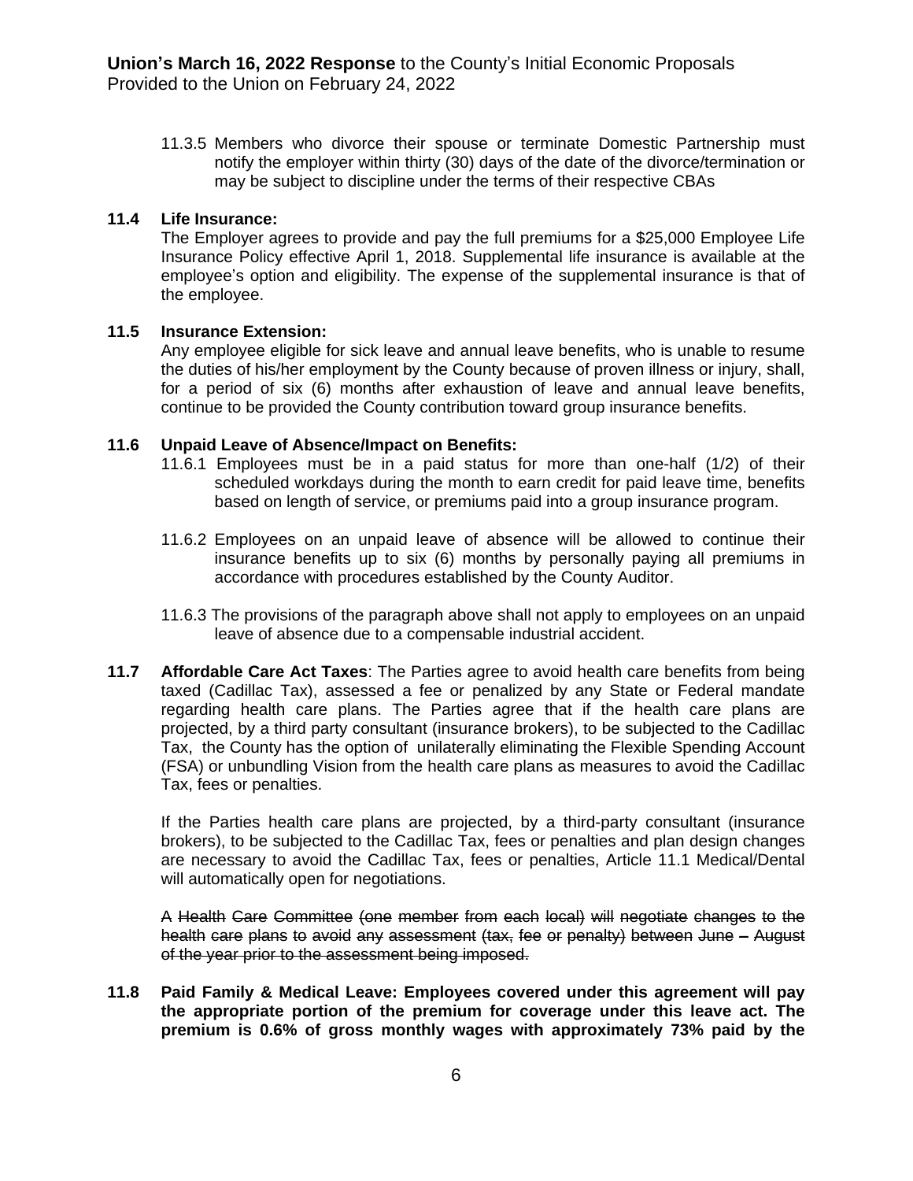11.3.5 Members who divorce their spouse or terminate Domestic Partnership must notify the employer within thirty (30) days of the date of the divorce/termination or may be subject to discipline under the terms of their respective CBAs

**11.4 Life Insurance:**

The Employer agrees to provide and pay the full premiums for a $25,000 Employee Life Insurance Policy effective April 1, 2018. Supplemental life insurance is available at the employee's option and eligibility. The expense of the supplemental insurance is that of the employee.

**11.5 Insurance Extension:**

Any employee eligible for sick leave and annual leave benefits, who is unable to resume the duties of his/her employment by the County because of proven illness or injury, shall, for a period of six (6) months after exhaustion of leave and annual leave benefits, continue to be provided the County contribution toward group insurance benefits.

**11.6 Unpaid Leave of Absence/Impact on Benefits:**

11.6.1 Employees must be in a paid status for more than one-half (1/2) of their scheduled workdays during the month to earn credit for paid leave time, benefits based on length of service, or premiums paid into a group insurance program.

11.6.2 Employees on an unpaid leave of absence will be allowed to continue their insurance benefits up to six (6) months by personally paying all premiums in accordance with procedures established by the County Auditor.

11.6.3 The provisions of the paragraph above shall not apply to employees on an unpaid leave of absence due to a compensable industrial accident.

**11.7 Affordable Care Act Taxes**: The Parties agree to avoid health care benefits from being taxed (Cadillac Tax), assessed a fee or penalized by any State or Federal mandate regarding health care plans. The Parties agree that if the health care plans are projected, by a third party consultant (insurance brokers), to be subjected to the Cadillac Tax, the County has the option of unilaterally eliminating the Flexible Spending Account (FSA) or unbundling Vision from the health care plans as measures to avoid the Cadillac Tax, fees or penalties.

If the Parties health care plans are projected, by a third-party consultant (insurance brokers), to be subjected to the Cadillac Tax, fees or penalties and plan design changes are necessary to avoid the Cadillac Tax, fees or penalties, Article 11.1 Medical/Dental will automatically open for negotiations.

A ~~Health Care Committee (one member from each local) will negotiate changes to the health care plans to avoid any assessment (tax, fee or penalty) between June – August of the year prior to the assessment being imposed.~~

**11.8 Paid Family & Medical Leave: Employees covered under this agreement will pay the appropriate portion of the premium for coverage under this leave act. The premium is 0.6% of gross monthly wages with approximately 73% paid by the**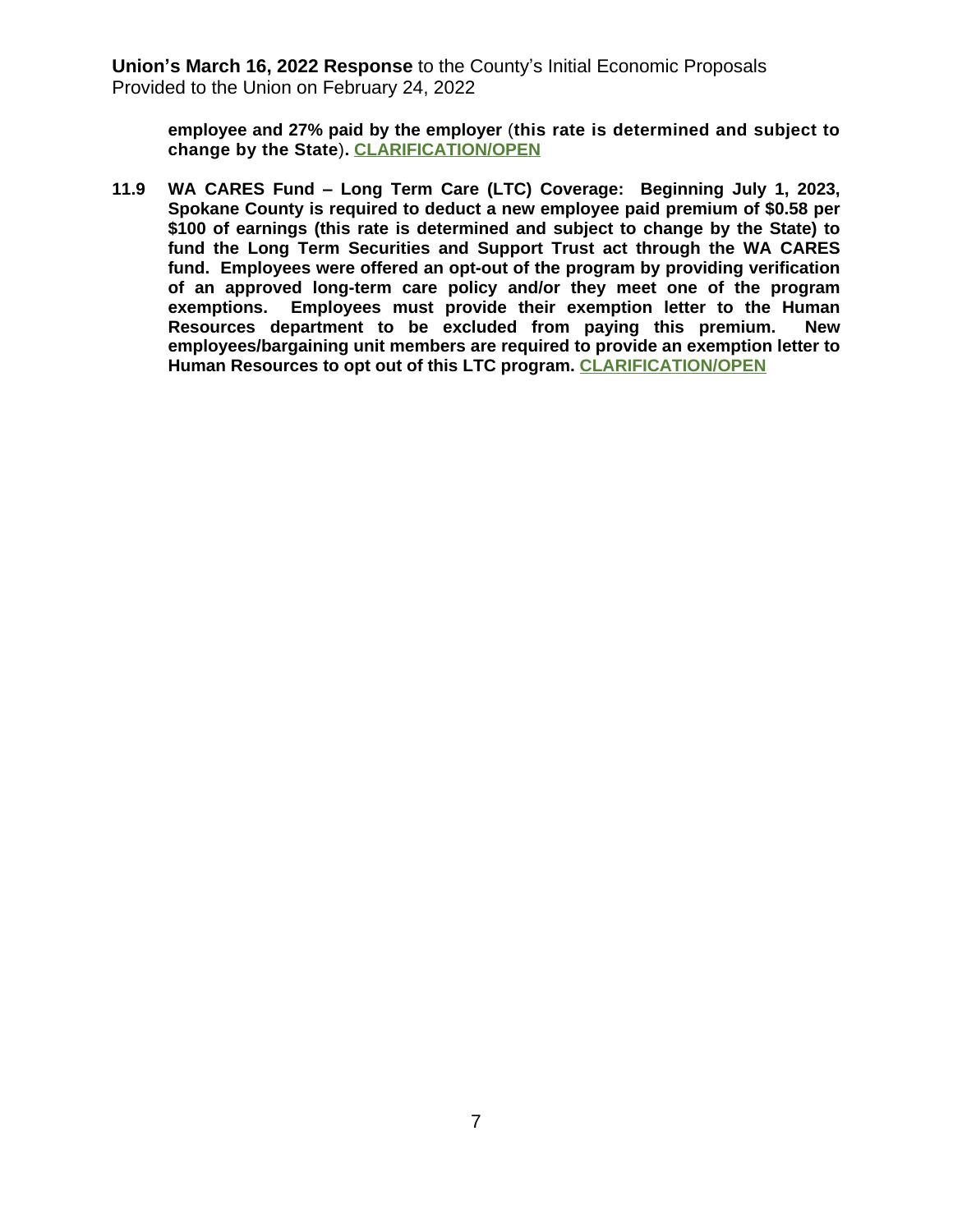**employee and 27% paid by the employer** (**this rate is determined and subject to change by the State**)**.** **CLARIFICATION/OPEN**

**11.9 WA CARES Fund – Long Term Care (LTC) Coverage: Beginning July 1, 2023, Spokane County is required to deduct a new employee paid premium of $0.58 per $100 of earnings (this rate is determined and subject to change by the State) to fund the Long Term Securities and Support Trust act through the WA CARES fund. Employees were offered an opt-out of the program by providing verification of an approved long-term care policy and/or they meet one of the program exemptions. Employees must provide their exemption letter to the Human Resources department to be excluded from paying this premium. New employees/bargaining unit members are required to provide an exemption letter to Human Resources to opt out of this LTC program.** **CLARIFICATION/OPEN**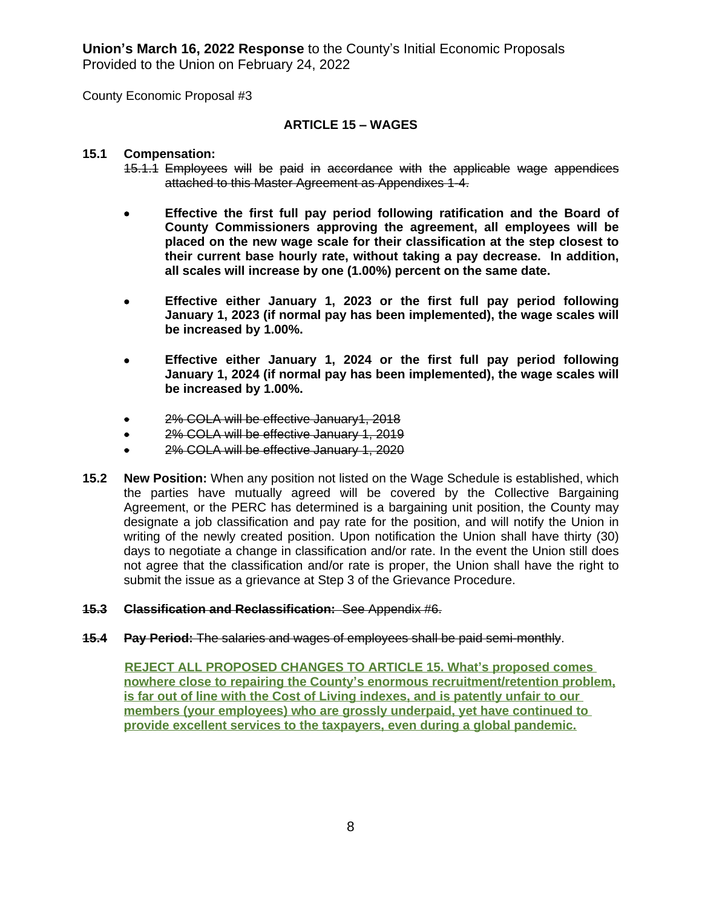**Union's March 16, 2022 Response** to the County's Initial Economic Proposals
Provided to the Union on February 24, 2022

County Economic Proposal #3

## ARTICLE 15 – WAGES

**15.1 Compensation:**

~~15.1.1 Employees will be paid in accordance with the applicable wage appendices attached to this Master Agreement as Appendixes 1-4.~~

- **Effective the first full pay period following ratification and the Board of County Commissioners approving the agreement, all employees will be placed on the new wage scale for their classification at the step closest to their current base hourly rate, without taking a pay decrease. In addition, all scales will increase by one (1.00%) percent on the same date.**
- **Effective either January 1, 2023 or the first full pay period following January 1, 2023 (if normal pay has been implemented), the wage scales will be increased by 1.00%.**
- **Effective either January 1, 2024 or the first full pay period following January 1, 2024 (if normal pay has been implemented), the wage scales will be increased by 1.00%.**
- ~~2% COLA will be effective January1, 2018~~
- ~~2% COLA will be effective January 1, 2019~~
- ~~2% COLA will be effective January 1, 2020~~

**15.2 New Position:** When any position not listed on the Wage Schedule is established, which the parties have mutually agreed will be covered by the Collective Bargaining Agreement, or the PERC has determined is a bargaining unit position, the County may designate a job classification and pay rate for the position, and will notify the Union in writing of the newly created position. Upon notification the Union shall have thirty (30) days to negotiate a change in classification and/or rate. In the event the Union still does not agree that the classification and/or rate is proper, the Union shall have the right to submit the issue as a grievance at Step 3 of the Grievance Procedure.

~~**15.3 Classification and Reclassification:** See Appendix #6.~~

~~**15.4 Pay Period:** The salaries and wages of employees shall be paid semi-monthly~~.

<u>**REJECT ALL PROPOSED CHANGES TO ARTICLE 15. What's proposed comes nowhere close to repairing the County's enormous recruitment/retention problem, is far out of line with the Cost of Living indexes, and is patently unfair to our members (your employees) who are grossly underpaid, yet have continued to provide excellent services to the taxpayers, even during a global pandemic.**</u>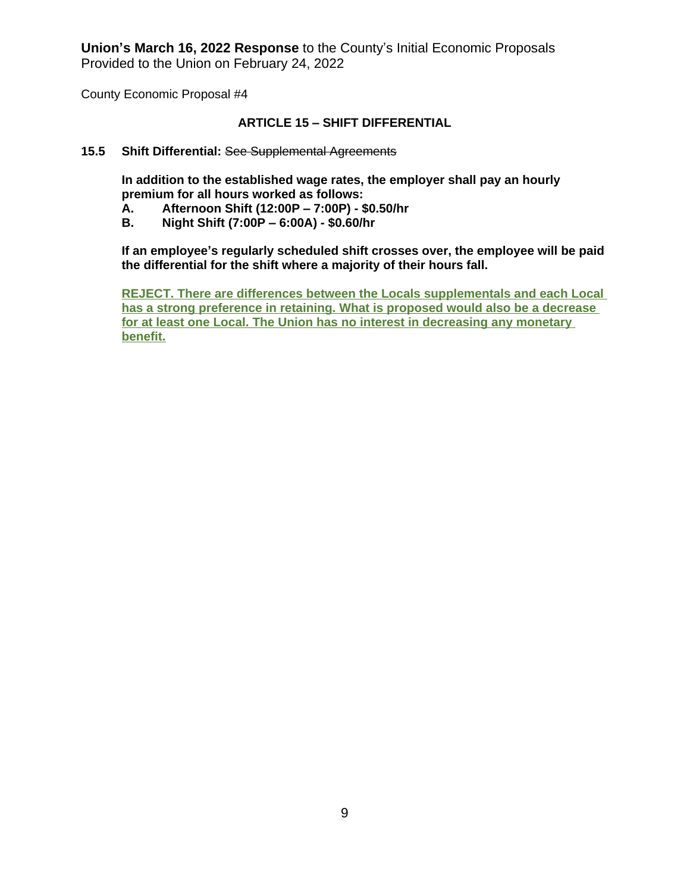**Union's March 16, 2022 Response** to the County's Initial Economic Proposals
Provided to the Union on February 24, 2022

County Economic Proposal #4

## ARTICLE 15 – SHIFT DIFFERENTIAL

**15.5 Shift Differential:** ~~See Supplemental Agreements~~

**In addition to the established wage rates, the employer shall pay an hourly premium for all hours worked as follows:**

**A. Afternoon Shift (12:00P – 7:00P) - $0.50/hr**

**B. Night Shift (7:00P – 6:00A) - $0.60/hr**

**If an employee's regularly scheduled shift crosses over, the employee will be paid the differential for the shift where a majority of their hours fall.**

<u>**REJECT. There are differences between the Locals supplementals and each Local has a strong preference in retaining. What is proposed would also be a decrease for at least one Local. The Union has no interest in decreasing any monetary benefit.**</u>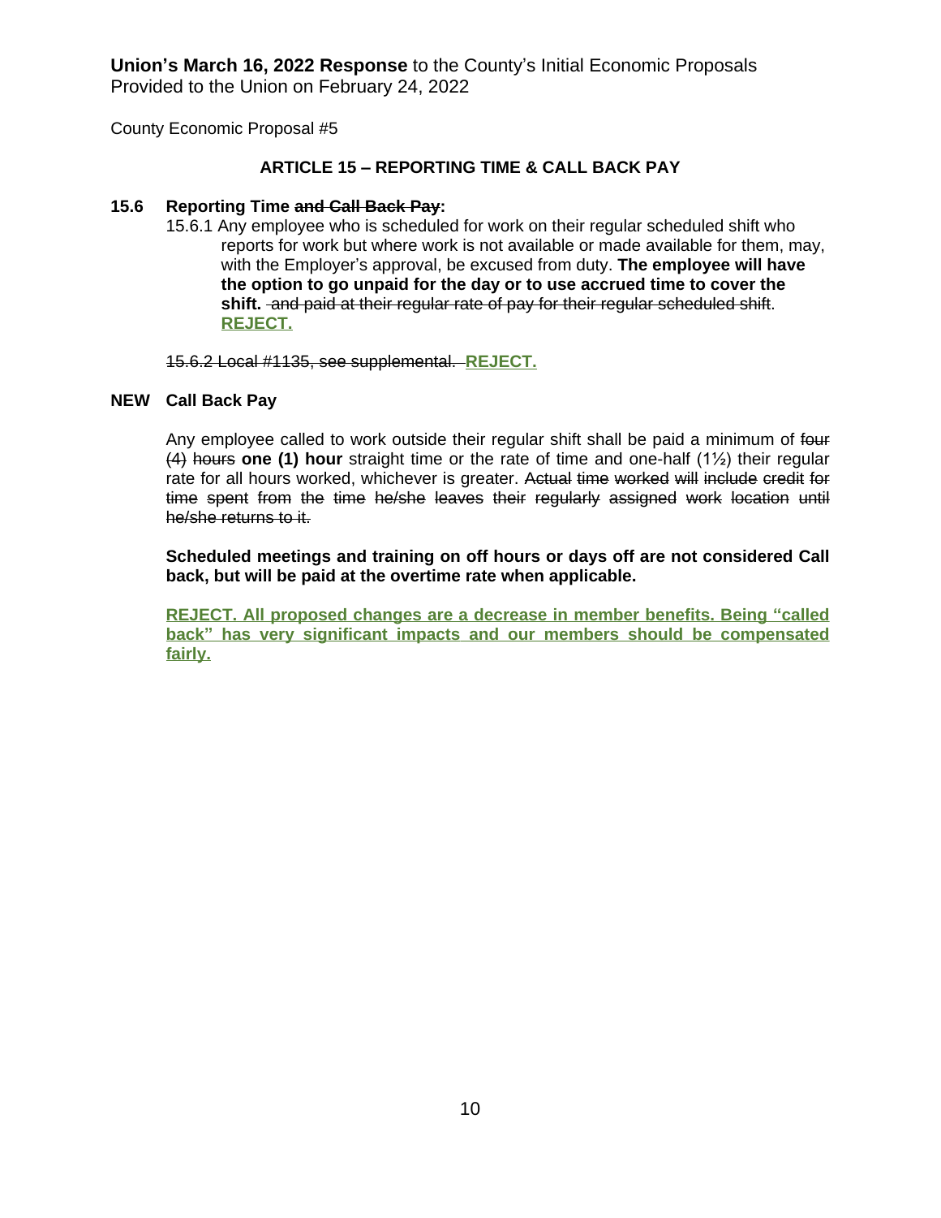**Union's March 16, 2022 Response** to the County's Initial Economic Proposals
Provided to the Union on February 24, 2022

County Economic Proposal #5

### ARTICLE 15 – REPORTING TIME & CALL BACK PAY

**15.6 Reporting Time ~~and Call Back Pay~~:**

15.6.1 Any employee who is scheduled for work on their regular scheduled shift who reports for work but where work is not available or made available for them, may, with the Employer's approval, be excused from duty. **The employee will have the option to go unpaid for the day or to use accrued time to cover the shift.** ~~and paid at their regular rate of pay for their regular scheduled shift~~. **REJECT.**

~~15.6.2 Local #1135, see supplemental.~~ **REJECT.**

**NEW Call Back Pay**

Any employee called to work outside their regular shift shall be paid a minimum of ~~four (4) hours~~ **one (1) hour** straight time or the rate of time and one-half (1½) their regular rate for all hours worked, whichever is greater. ~~Actual time worked will include credit for time spent from the time he/she leaves their regularly assigned work location until he/she returns to it.~~

**Scheduled meetings and training on off hours or days off are not considered Call back, but will be paid at the overtime rate when applicable.**

**REJECT. All proposed changes are a decrease in member benefits. Being "called back" has very significant impacts and our members should be compensated fairly.**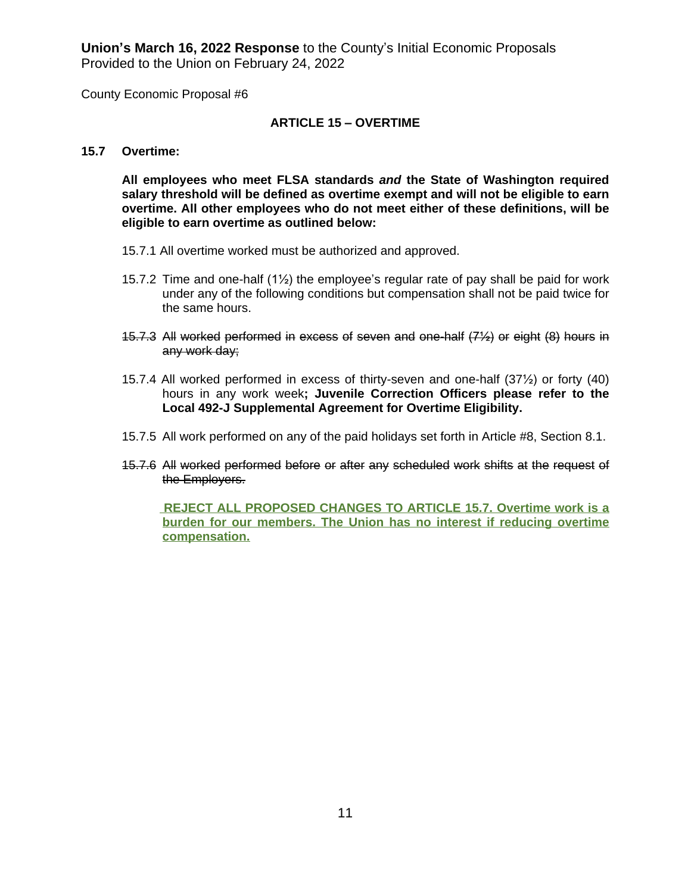**Union's March 16, 2022 Response** to the County's Initial Economic Proposals
Provided to the Union on February 24, 2022

County Economic Proposal #6

**ARTICLE 15 – OVERTIME**

**15.7 Overtime:**

**All employees who meet FLSA standards *and* the State of Washington required salary threshold will be defined as overtime exempt and will not be eligible to earn overtime. All other employees who do not meet either of these definitions, will be eligible to earn overtime as outlined below:**

15.7.1 All overtime worked must be authorized and approved.

15.7.2 Time and one-half (1½) the employee's regular rate of pay shall be paid for work under any of the following conditions but compensation shall not be paid twice for the same hours.

~~15.7.3 All worked performed in excess of seven and one-half (7½) or eight (8) hours in any work day;~~

15.7.4 All worked performed in excess of thirty-seven and one-half (37½) or forty (40) hours in any work week**; Juvenile Correction Officers please refer to the Local 492-J Supplemental Agreement for Overtime Eligibility.**

15.7.5 All work performed on any of the paid holidays set forth in Article #8, Section 8.1.

~~15.7.6 All worked performed before or after any scheduled work shifts at the request of the Employers.~~

**REJECT ALL PROPOSED CHANGES TO ARTICLE 15.7. Overtime work is a burden for our members. The Union has no interest if reducing overtime compensation.**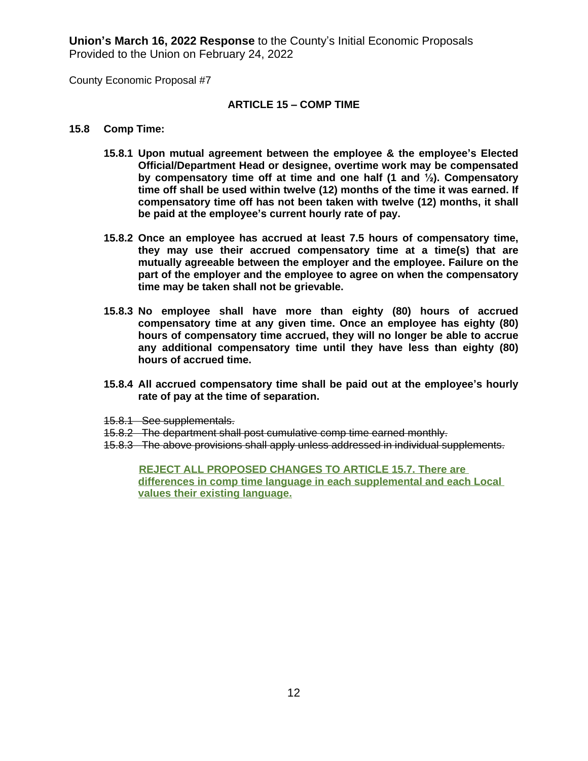**Union's March 16, 2022 Response** to the County's Initial Economic Proposals
Provided to the Union on February 24, 2022

County Economic Proposal #7

### ARTICLE 15 – COMP TIME

**15.8 Comp Time:**

**15.8.1 Upon mutual agreement between the employee & the employee's Elected Official/Department Head or designee, overtime work may be compensated by compensatory time off at time and one half (1 and ½). Compensatory time off shall be used within twelve (12) months of the time it was earned. If compensatory time off has not been taken with twelve (12) months, it shall be paid at the employee's current hourly rate of pay.**

**15.8.2 Once an employee has accrued at least 7.5 hours of compensatory time, they may use their accrued compensatory time at a time(s) that are mutually agreeable between the employer and the employee. Failure on the part of the employer and the employee to agree on when the compensatory time may be taken shall not be grievable.**

**15.8.3 No employee shall have more than eighty (80) hours of accrued compensatory time at any given time. Once an employee has eighty (80) hours of compensatory time accrued, they will no longer be able to accrue any additional compensatory time until they have less than eighty (80) hours of accrued time.**

**15.8.4 All accrued compensatory time shall be paid out at the employee's hourly rate of pay at the time of separation.**

~~15.8.1 See supplementals.~~
~~15.8.2 The department shall post cumulative comp time earned monthly.~~
~~15.8.3 The above provisions shall apply unless addressed in individual supplements.~~

**REJECT ALL PROPOSED CHANGES TO ARTICLE 15.7. There are differences in comp time language in each supplemental and each Local values their existing language.**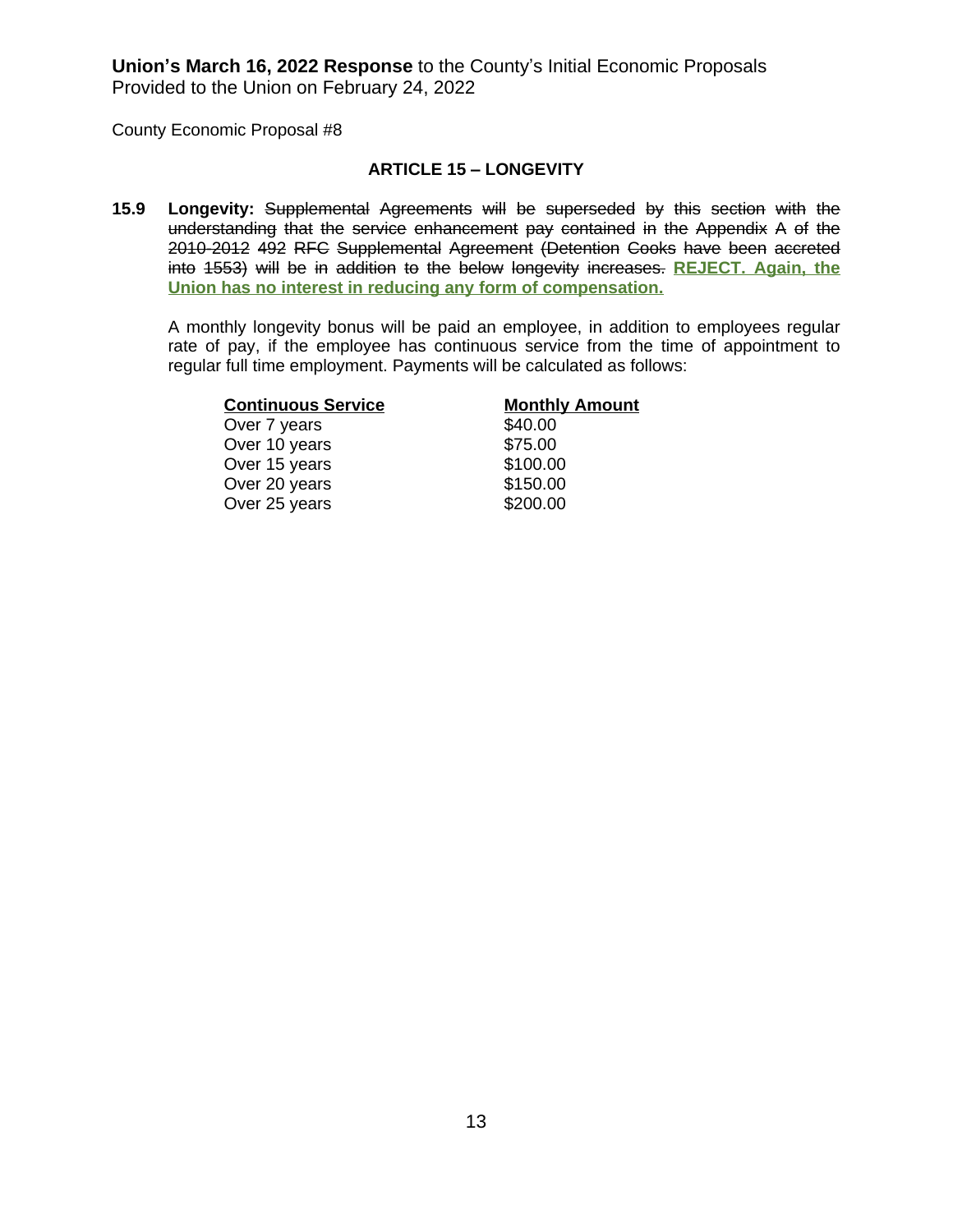**Union's March 16, 2022 Response** to the County's Initial Economic Proposals
Provided to the Union on February 24, 2022

County Economic Proposal #8

### ARTICLE 15 – LONGEVITY

**15.9 Longevity:** ~~Supplemental Agreements will be superseded by this section with the understanding that the service enhancement pay contained in the Appendix A of the 2010-2012 492 RFC Supplemental Agreement (Detention Cooks have been accreted into 1553) will be in addition to the below longevity increases.~~ **REJECT. Again, the Union has no interest in reducing any form of compensation.**

A monthly longevity bonus will be paid an employee, in addition to employees regular rate of pay, if the employee has continuous service from the time of appointment to regular full time employment. Payments will be calculated as follows:

| Continuous Service | Monthly Amount |
|---|---|
| Over 7 years | $40.00 |
| Over 10 years | $75.00 |
| Over 15 years | $100.00 |
| Over 20 years | $150.00 |
| Over 25 years | $200.00 |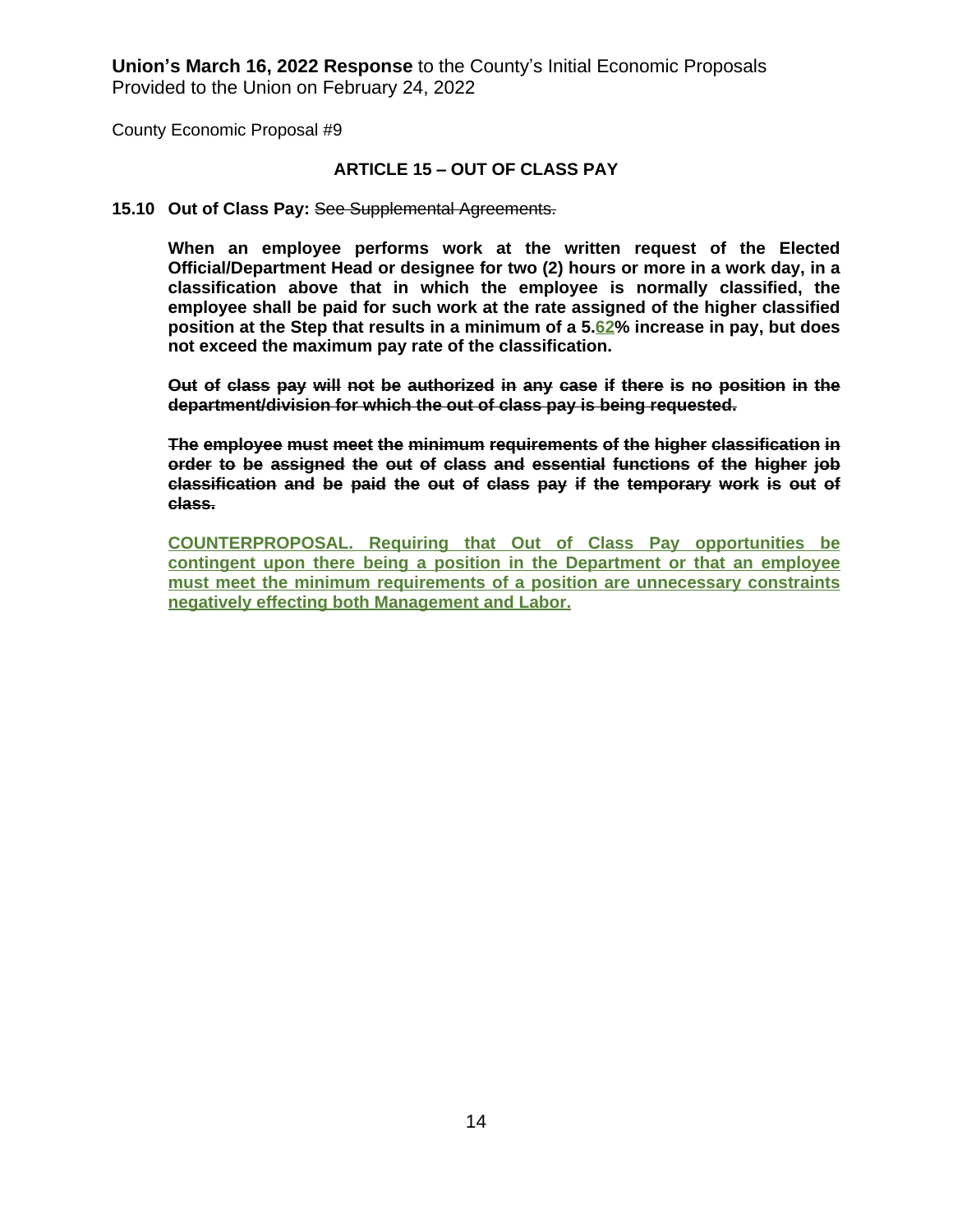**Union's March 16, 2022 Response** to the County's Initial Economic Proposals
Provided to the Union on February 24, 2022

County Economic Proposal #9

### ARTICLE 15 – OUT OF CLASS PAY

**15.10 Out of Class Pay:** ~~See Supplemental Agreements.~~

**When an employee performs work at the written request of the Elected Official/Department Head or designee for two (2) hours or more in a work day, in a classification above that in which the employee is normally classified, the employee shall be paid for such work at the rate assigned of the higher classified position at the Step that results in a minimum of a 5.<u>62</u>% increase in pay, but does not exceed the maximum pay rate of the classification.**

~~**Out of class pay will not be authorized in any case if there is no position in the department/division for which the out of class pay is being requested.**~~

~~**The employee must meet the minimum requirements of the higher classification in order to be assigned the out of class and essential functions of the higher job classification and be paid the out of class pay if the temporary work is out of class.**~~

<u>**COUNTERPROPOSAL. Requiring that Out of Class Pay opportunities be contingent upon there being a position in the Department or that an employee must meet the minimum requirements of a position are unnecessary constraints negatively effecting both Management and Labor.**</u>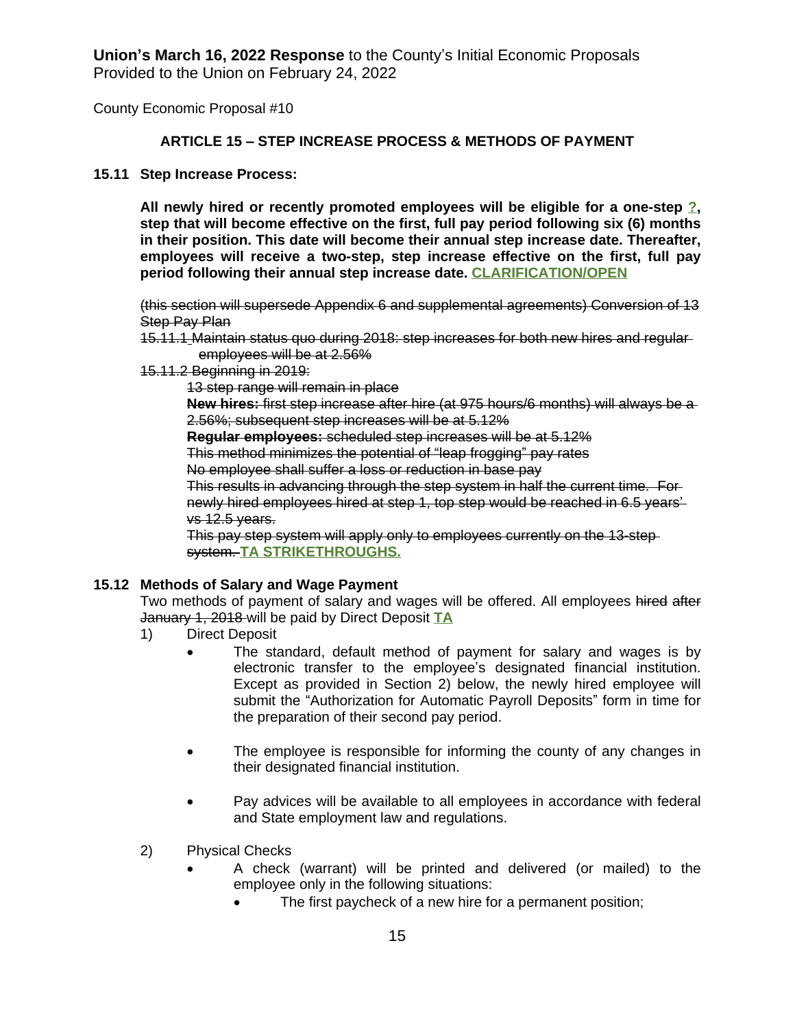**Union's March 16, 2022 Response** to the County's Initial Economic Proposals
Provided to the Union on February 24, 2022

County Economic Proposal #10

### ARTICLE 15 – STEP INCREASE PROCESS & METHODS OF PAYMENT

**15.11 Step Increase Process:**

**All newly hired or recently promoted employees will be eligible for a one-step ?, step that will become effective on the first, full pay period following six (6) months in their position. This date will become their annual step increase date. Thereafter, employees will receive a two-step, step increase effective on the first, full pay period following their annual step increase date. CLARIFICATION/OPEN**

~~(this section will supersede Appendix 6 and supplemental agreements) Conversion of 13 Step Pay Plan~~

~~15.11.1 Maintain status quo during 2018: step increases for both new hires and regular employees will be at 2.56%~~

~~15.11.2 Beginning in 2019:~~

~~13 step range will remain in place~~

~~**New hires:** first step increase after hire (at 975 hours/6 months) will always be a 2.56%; subsequent step increases will be at 5.12%~~

~~**Regular employees:** scheduled step increases will be at 5.12%~~

~~This method minimizes the potential of "leap frogging" pay rates~~

~~No employee shall suffer a loss or reduction in base pay~~

~~This results in advancing through the step system in half the current time. For newly hired employees hired at step 1, top step would be reached in 6.5 years' vs 12.5 years.~~

~~This pay step system will apply only to employees currently on the 13-step system.~~ **TA STRIKETHROUGHS.**

**15.12 Methods of Salary and Wage Payment**

Two methods of payment of salary and wages will be offered. All employees ~~hired after January 1, 2018~~ will be paid by Direct Deposit **TA**

1) Direct Deposit
   - The standard, default method of payment for salary and wages is by electronic transfer to the employee's designated financial institution. Except as provided in Section 2) below, the newly hired employee will submit the "Authorization for Automatic Payroll Deposits" form in time for the preparation of their second pay period.
   - The employee is responsible for informing the county of any changes in their designated financial institution.
   - Pay advices will be available to all employees in accordance with federal and State employment law and regulations.

2) Physical Checks
   - A check (warrant) will be printed and delivered (or mailed) to the employee only in the following situations:
     - The first paycheck of a new hire for a permanent position;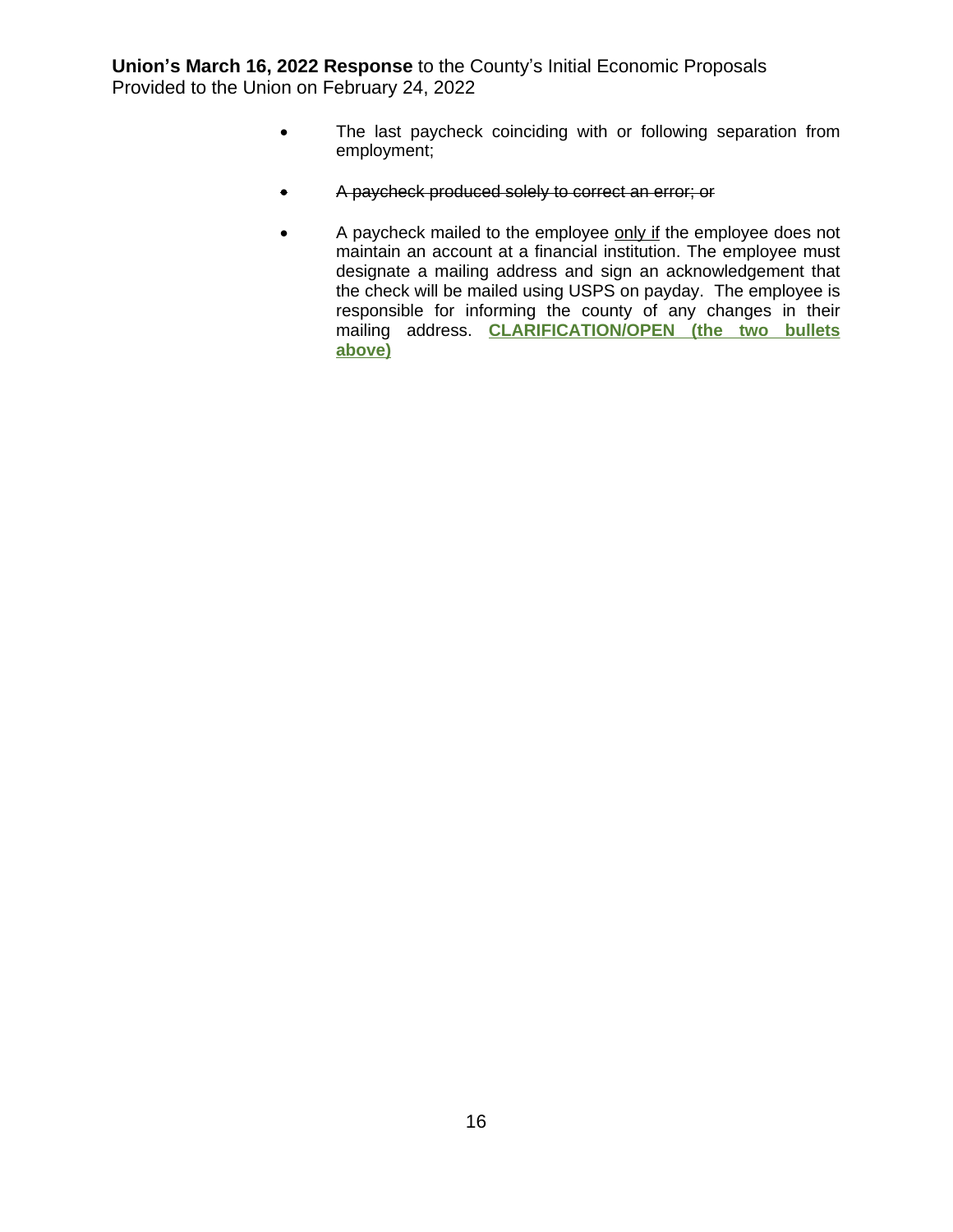- The last paycheck coinciding with or following separation from employment;

- ~~A paycheck produced solely to correct an error; or~~

- A paycheck mailed to the employee <u>only if</u> the employee does not maintain an account at a financial institution. The employee must designate a mailing address and sign an acknowledgement that the check will be mailed using USPS on payday. The employee is responsible for informing the county of any changes in their mailing address. <u>**CLARIFICATION/OPEN (the two bullets above)**</u>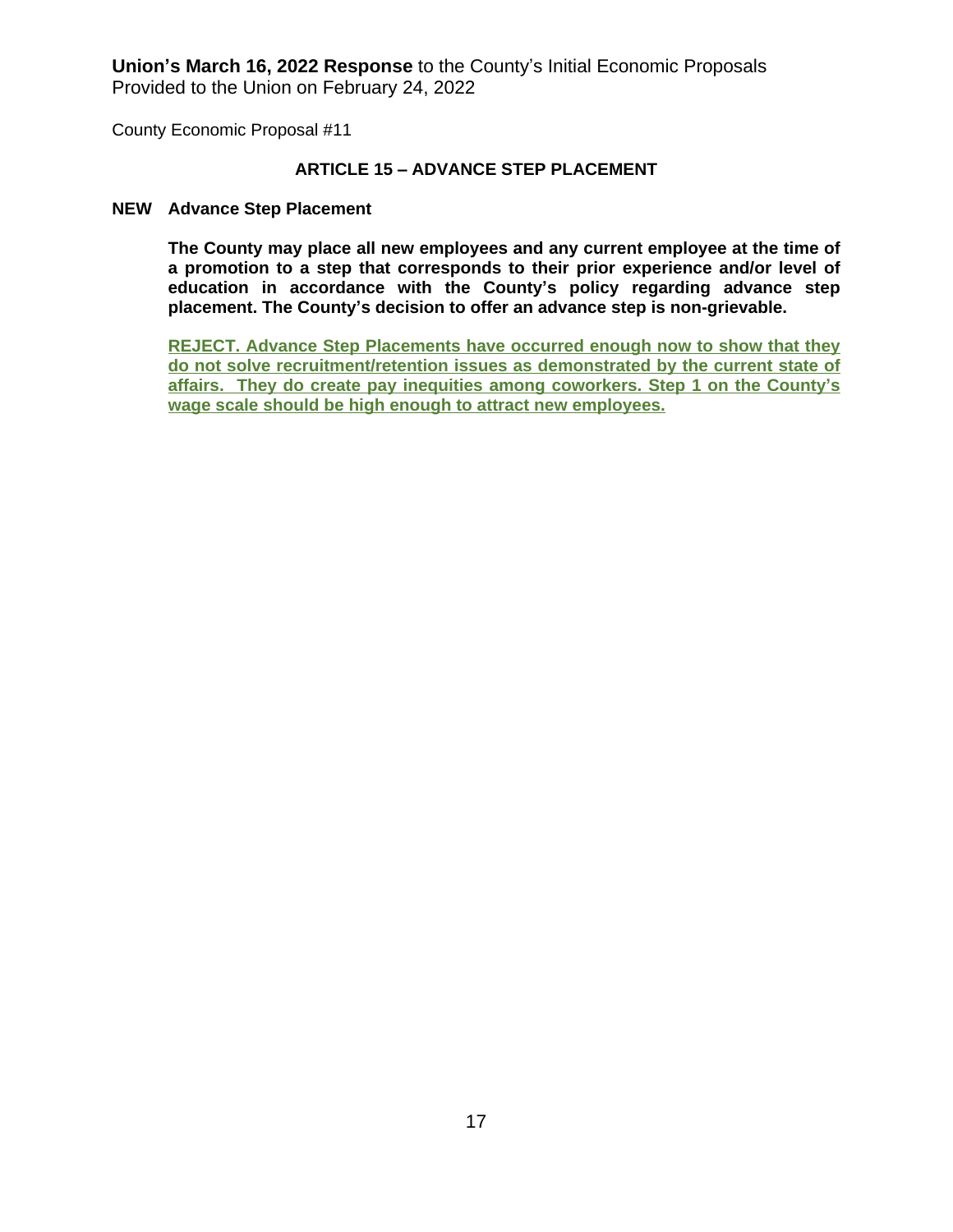**Union's March 16, 2022 Response** to the County's Initial Economic Proposals
Provided to the Union on February 24, 2022

County Economic Proposal #11

## ARTICLE 15 – ADVANCE STEP PLACEMENT

**NEW Advance Step Placement**

**The County may place all new employees and any current employee at the time of a promotion to a step that corresponds to their prior experience and/or level of education in accordance with the County's policy regarding advance step placement. The County's decision to offer an advance step is non-grievable.**

**REJECT. Advance Step Placements have occurred enough now to show that they do not solve recruitment/retention issues as demonstrated by the current state of affairs. They do create pay inequities among coworkers. Step 1 on the County's wage scale should be high enough to attract new employees.**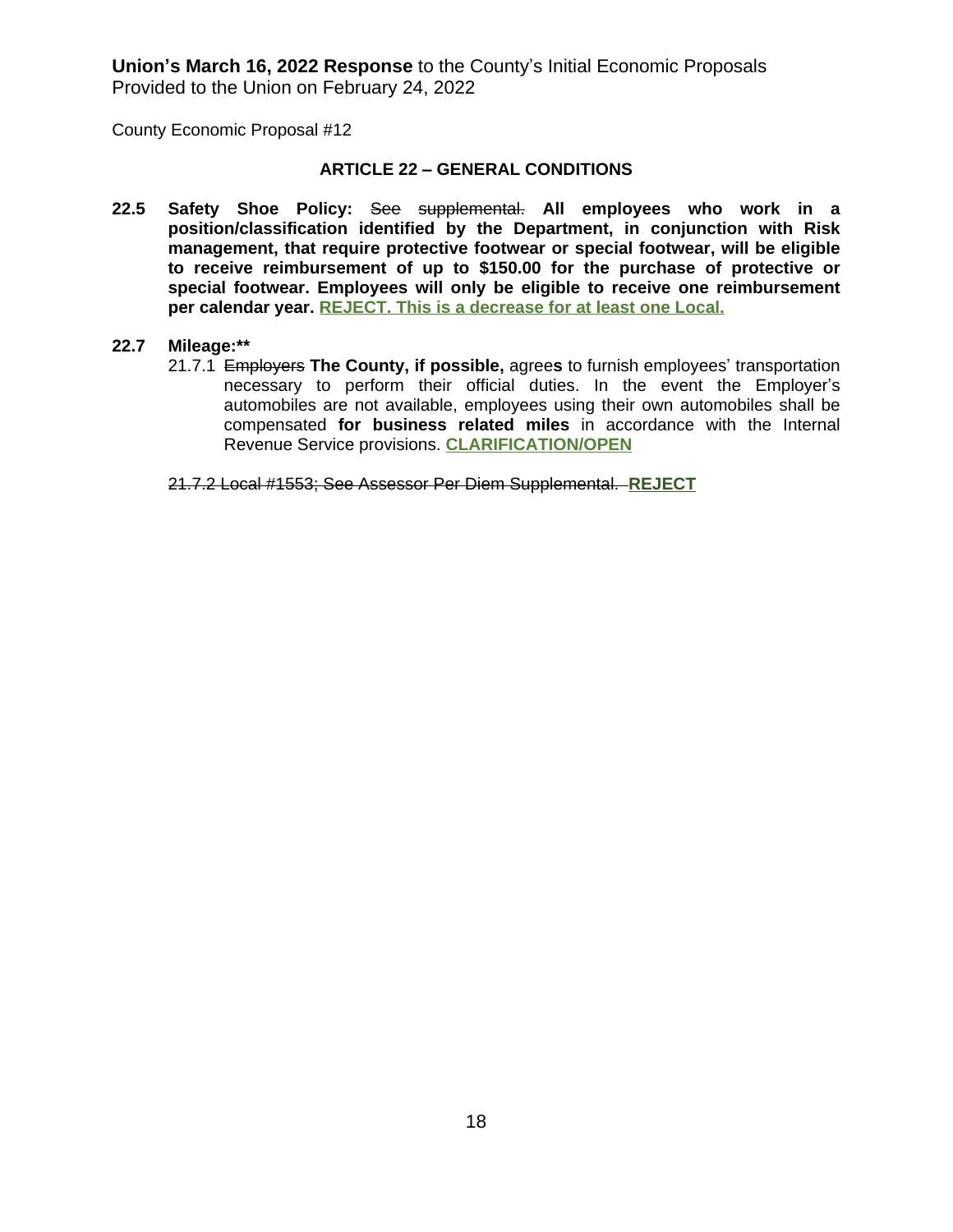**Union's March 16, 2022 Response** to the County's Initial Economic Proposals
Provided to the Union on February 24, 2022

County Economic Proposal #12

### ARTICLE 22 – GENERAL CONDITIONS

**22.5 Safety Shoe Policy:** ~~See supplemental.~~ **All employees who work in a position/classification identified by the Department, in conjunction with Risk management, that require protective footwear or special footwear, will be eligible to receive reimbursement of up to $150.00 for the purchase of protective or special footwear. Employees will only be eligible to receive one reimbursement per calendar year.** **REJECT. This is a decrease for at least one Local.**

**22.7 Mileage:****

21.7.1 ~~Employers~~ **The County, if possible,** agree**s** to furnish employees' transportation necessary to perform their official duties. In the event the Employer's automobiles are not available, employees using their own automobiles shall be compensated **for business related miles** in accordance with the Internal Revenue Service provisions. **CLARIFICATION/OPEN**

~~21.7.2 Local #1553; See Assessor Per Diem Supplemental.~~ **REJECT**